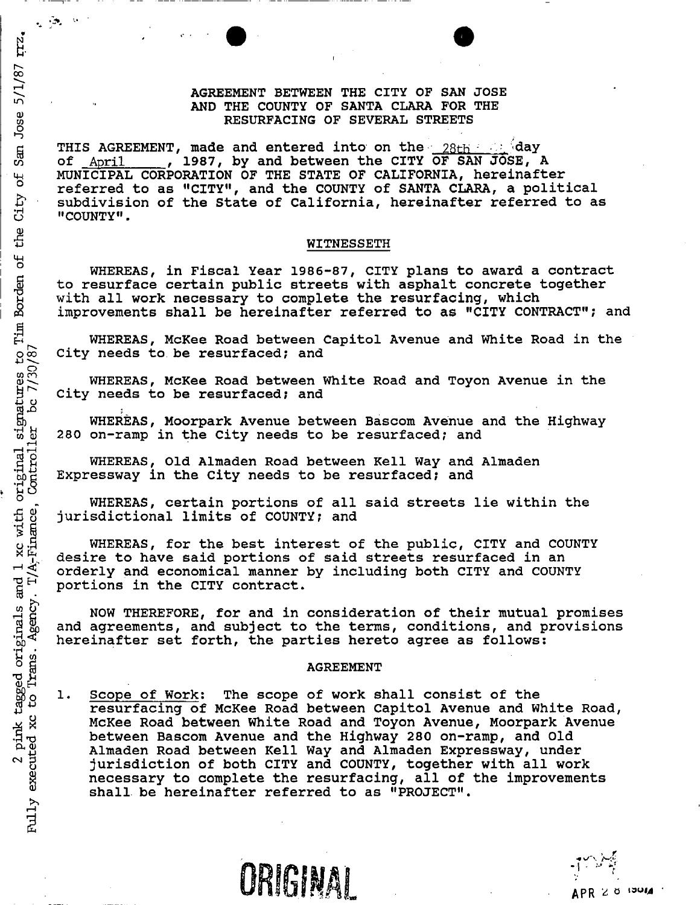# AGREEMENT BETWEEN THE CITY OF SAN JOSE AND THE COUNTY OF SANTA CLARA FOR THE RESURFACING OF SEVERAL STREETS

THIS AGREEMENT, made and entered into on the 28th day of April, 1987, by and between the CITY OF SAN JOSE, A MUNICIPAL CORPORATION OF THE STATE OF CALIFORNIA, hereinafter referred to as "CITY", and the COUNTY of SANTA CLARA, a political subdivision of the State of California, hereinafter referred to as "COUNTY".

## WITNESSETH

WHEREAS, in Fiscal Year 1986-87, CITY plans to award a contract to resurface certain public streets with asphalt concrete together with all work necessary to complete the resurfacing, which improvements shall be hereinafter referred to as "CITY CONTRACT"; and

WHEREAS, McKee Road between Capitol Avenue and White Road in the City needs to be resurfaced; and

WHEREAS, McKee Road between White Road and Toyon Avenue in the City needs to be resurfaced; and

WHEREAS, Moorpark Avenue between Bascom Avenue and the Highway 280 on-ramp in the City needs to be resurfaced; and

WHEREAS, Old Almaden Road between Kell Way and Almaden Expressway in the City needs to be resurfaced; and

WHEREAS, certain portions of all said streets lie within the jurisdictional limits of COUNTY; and

WHEREAS, for the best interest of the public, CITY and COUNTY desire to have said portions of said streets resurfaced in an orderly and economical manner by including both CITY and COUNTY portions in the CITY contract.

NOW THEREFORE, for and in consideration of their mutual promises and agreements, and subject to the terms, conditions, and provisions hereinafter set forth, the parties hereto agree as follows:

## AGREEMENT

1. Scope of Work: The scope of work shall consist of the resurfacing of McKee Road between Capitol Avenue and White Road, McKee Road between White Road and Toyon Avenue, Moorpark Avenue between Bascom Avenue and the Highway 280 on-ramp, and Old Almaden Road between Kell Way and Almaden Expressway, under jurisdiction of both CITY and COUNTY, together with all work necessary to complete the resurfacing, all of the improvements shall be hereinafter referred to as "PROJECT".

Fully executed 2 pink tagged originals and 1 xc with original signatures to Tim Borden of the City of San Jose 5/1/87 rrz. Fully executed xc to Trans. Agency. T/A-Finance, Controller bc 7/30/87

ORIGINAL

APR 28 1987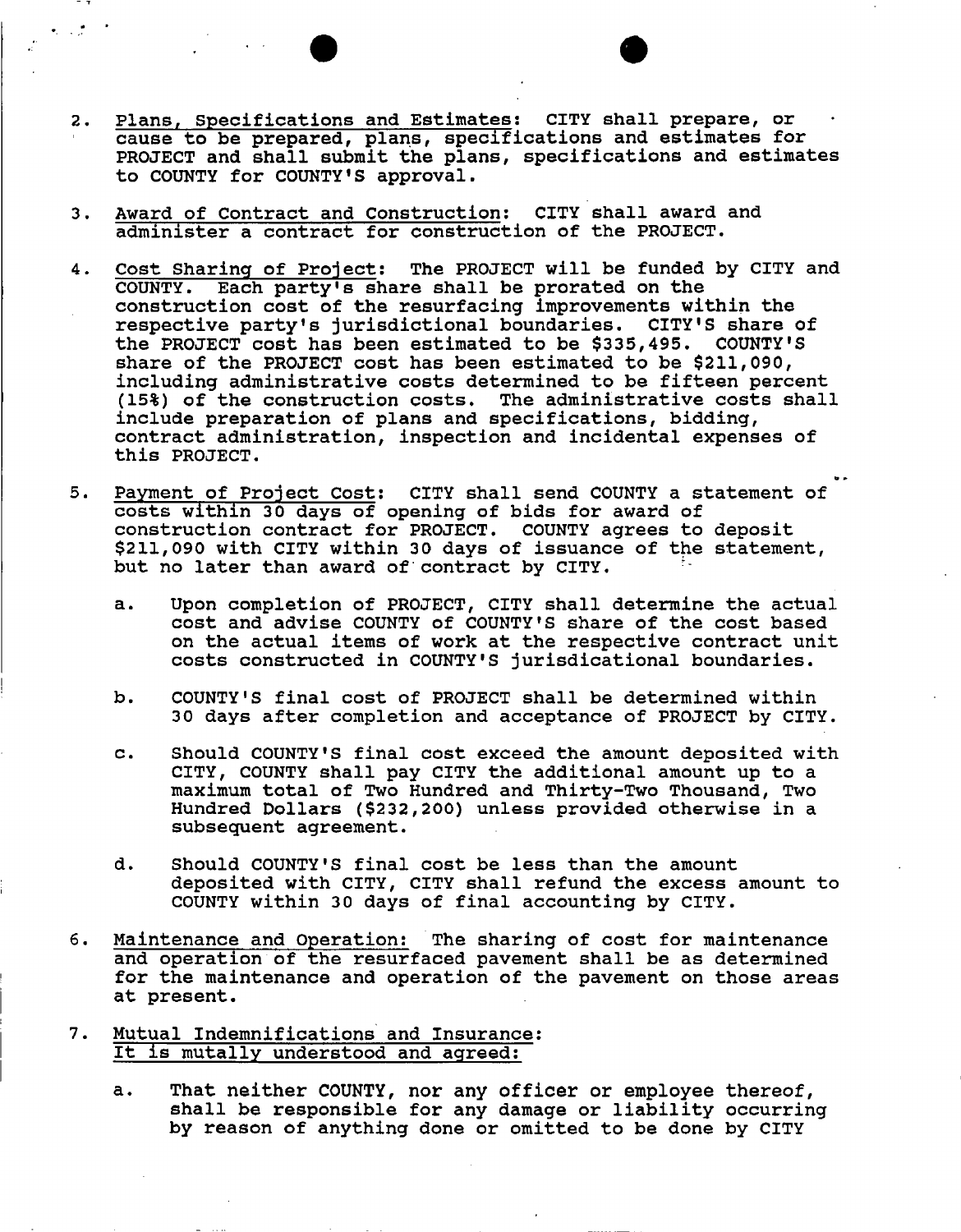2. Plans, Specifications and Estimates: CITY shall prepare, or cause to be prepared, plans, specifications and estimates for PROJECT and shall submit the plans, specifications and estimates to COUNTY for COUNTY'S approval.

3. Award of Contract and Construction: CITY shall award and administer a contract for construction of the PROJECT.

4. Cost Sharing of Project: The PROJECT will be funded by CITY and COUNTY. Each party's share shall be prorated on the construction cost of the resurfacing improvements within the respective party's jurisdictional boundaries. CITY'S share of the PROJECT cost has been estimated to be $335,495. COUNTY'S share of the PROJECT cost has been estimated to be $211,090, including administrative costs determined to be fifteen percent (15%) of the construction costs. The administrative costs shall include preparation of plans and specifications, bidding, contract administration, inspection and incidental expenses of this PROJECT.

5. Payment of Project Cost: CITY shall send COUNTY a statement of costs within 30 days of opening of bids for award of construction contract for PROJECT. COUNTY agrees to deposit $211,090 with CITY within 30 days of issuance of the statement, but no later than award of contract by CITY.

   a. Upon completion of PROJECT, CITY shall determine the actual cost and advise COUNTY of COUNTY'S share of the cost based on the actual items of work at the respective contract unit costs constructed in COUNTY'S jurisdicational boundaries.

   b. COUNTY'S final cost of PROJECT shall be determined within 30 days after completion and acceptance of PROJECT by CITY.

   c. Should COUNTY'S final cost exceed the amount deposited with CITY, COUNTY shall pay CITY the additional amount up to a maximum total of Two Hundred and Thirty-Two Thousand, Two Hundred Dollars ($232,200) unless provided otherwise in a subsequent agreement.

   d. Should COUNTY'S final cost be less than the amount deposited with CITY, CITY shall refund the excess amount to COUNTY within 30 days of final accounting by CITY.

6. Maintenance and Operation: The sharing of cost for maintenance and operation of the resurfaced pavement shall be as determined for the maintenance and operation of the pavement on those areas at present.

7. Mutual Indemnifications and Insurance:
   It is mutally understood and agreed:

   a. That neither COUNTY, nor any officer or employee thereof, shall be responsible for any damage or liability occurring by reason of anything done or omitted to be done by CITY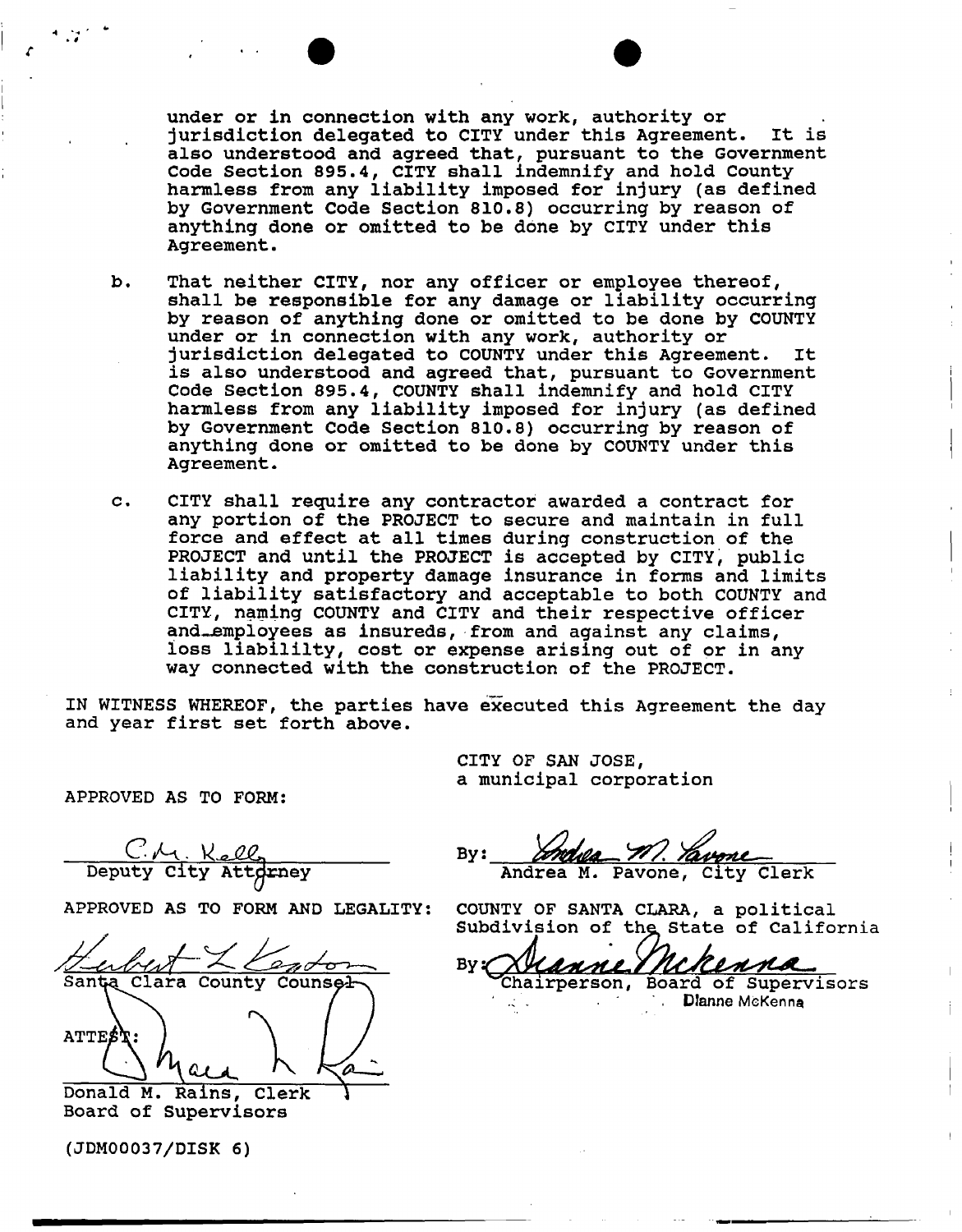under or in connection with any work, authority or jurisdiction delegated to CITY under this Agreement. It is also understood and agreed that, pursuant to the Government Code Section 895.4, CITY shall indemnify and hold County harmless from any liability imposed for injury (as defined by Government Code Section 810.8) occurring by reason of anything done or omitted to be done by CITY under this Agreement.

b. That neither CITY, nor any officer or employee thereof, shall be responsible for any damage or liability occurring by reason of anything done or omitted to be done by COUNTY under or in connection with any work, authority or jurisdiction delegated to COUNTY under this Agreement. It is also understood and agreed that, pursuant to Government Code Section 895.4, COUNTY shall indemnify and hold CITY harmless from any liability imposed for injury (as defined by Government Code Section 810.8) occurring by reason of anything done or omitted to be done by COUNTY under this Agreement.

c. CITY shall require any contractor awarded a contract for any portion of the PROJECT to secure and maintain in full force and effect at all times during construction of the PROJECT and until the PROJECT is accepted by CITY, public liability and property damage insurance in forms and limits of liability satisfactory and acceptable to both COUNTY and CITY, naming COUNTY and CITY and their respective officer and employees as insureds, from and against any claims, loss liabililty, cost or expense arising out of or in any way connected with the construction of the PROJECT.

IN WITNESS WHEREOF, the parties have executed this Agreement the day and year first set forth above.

CITY OF SAN JOSE,
a municipal corporation

APPROVED AS TO FORM:

C.M. Kell
Deputy City Attorney

By: Andrea M. Pavone
Andrea M. Pavone, City Clerk

APPROVED AS TO FORM AND LEGALITY:

Hubert L Lenton
Santa Clara County Counsel

COUNTY OF SANTA CLARA, a political Subdivision of the State of California

By: Dianne McKenna
Chairperson, Board of Supervisors
Dianne McKenna

ATTEST:

Donald M. Rains, Clerk
Board of Supervisors

(JDM00037/DISK 6)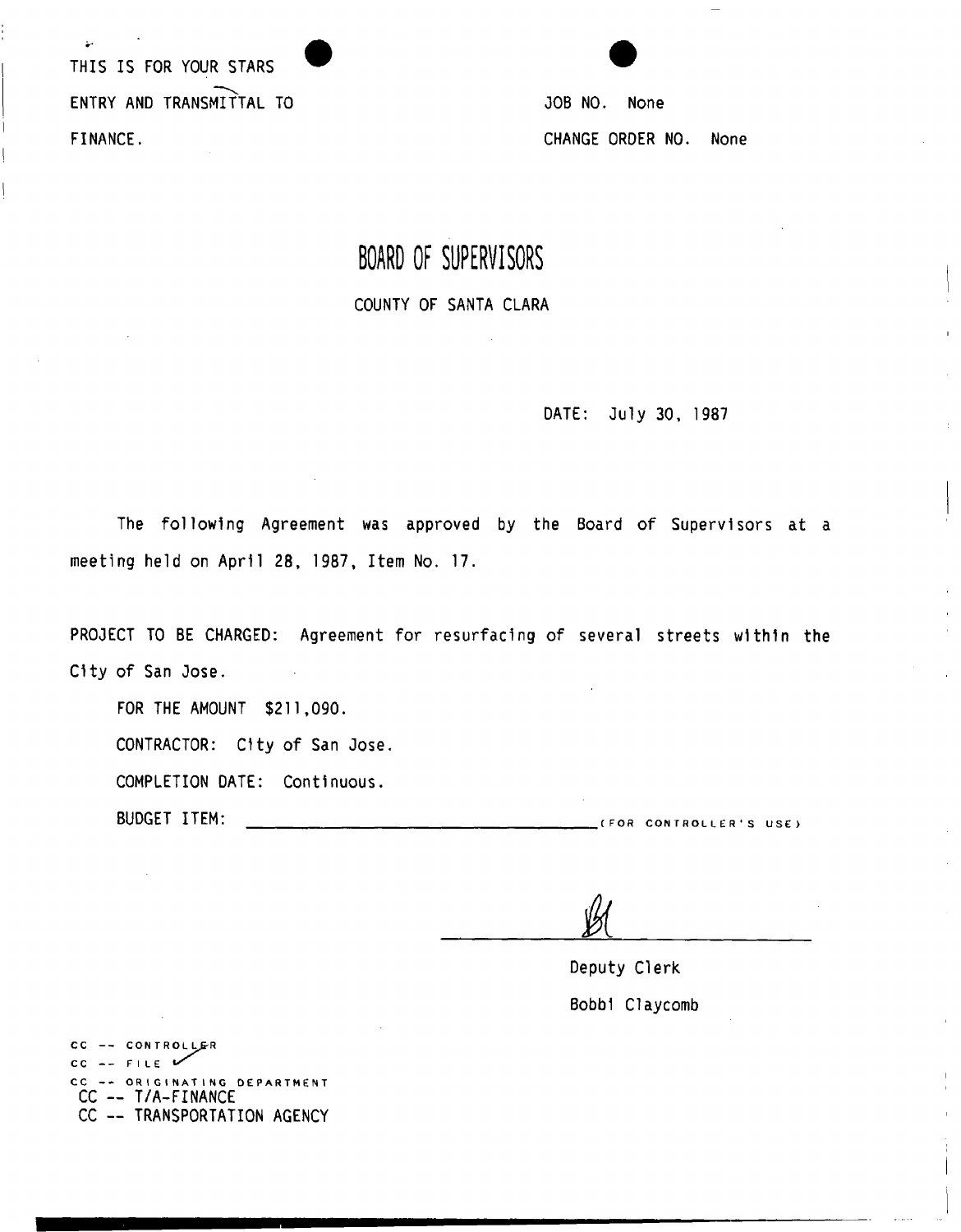THIS IS FOR YOUR STARS ENTRY AND TRANSMITTAL TO FINANCE.

JOB NO. None

CHANGE ORDER NO. None

# BOARD OF SUPERVISORS

COUNTY OF SANTA CLARA

DATE: July 30, 1987

The following Agreement was approved by the Board of Supervisors at a meeting held on April 28, 1987, Item No. 17.

PROJECT TO BE CHARGED: Agreement for resurfacing of several streets within the City of San Jose.

FOR THE AMOUNT $211,090.

CONTRACTOR: City of San Jose.

COMPLETION DATE: Continuous.

BUDGET ITEM: ______________________ (FOR CONTROLLER'S USE)

Deputy Clerk

Bobbi Claycomb

CC -- CONTROLLER
CC -- FILE ✓
CC -- ORIGINATING DEPARTMENT
CC -- T/A-FINANCE
CC -- TRANSPORTATION AGENCY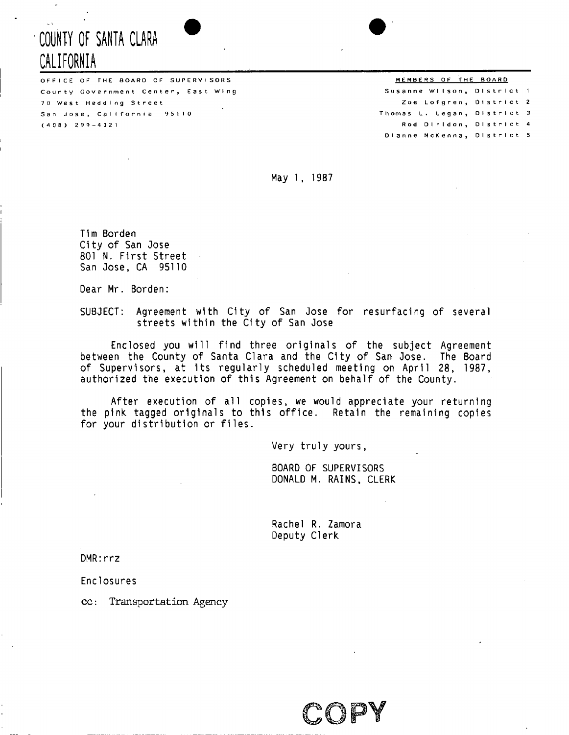# COUNTY OF SANTA CLARA
# CALIFORNIA

OFFICE OF THE BOARD OF SUPERVISORS
County Government Center, East Wing
70 West Hedding Street
San Jose, California 95110
(408) 299-4321

MEMBERS OF THE BOARD
Susanne Wilson, District 1
Zoe Lofgren, District 2
Thomas L. Legan, District 3
Rod Diridon, District 4
Dianne McKenna, District 5

May 1, 1987

Tim Borden
City of San Jose
801 N. First Street
San Jose, CA 95110

Dear Mr. Borden:

SUBJECT: Agreement with City of San Jose for resurfacing of several streets within the City of San Jose

Enclosed you will find three originals of the subject Agreement between the County of Santa Clara and the City of San Jose. The Board of Supervisors, at its regularly scheduled meeting on April 28, 1987, authorized the execution of this Agreement on behalf of the County.

After execution of all copies, we would appreciate your returning the pink tagged originals to this office. Retain the remaining copies for your distribution or files.

Very truly yours,

BOARD OF SUPERVISORS
DONALD M. RAINS, CLERK

Rachel R. Zamora
Deputy Clerk

DMR:rrz

Enclosures

cc: Transportation Agency

COPY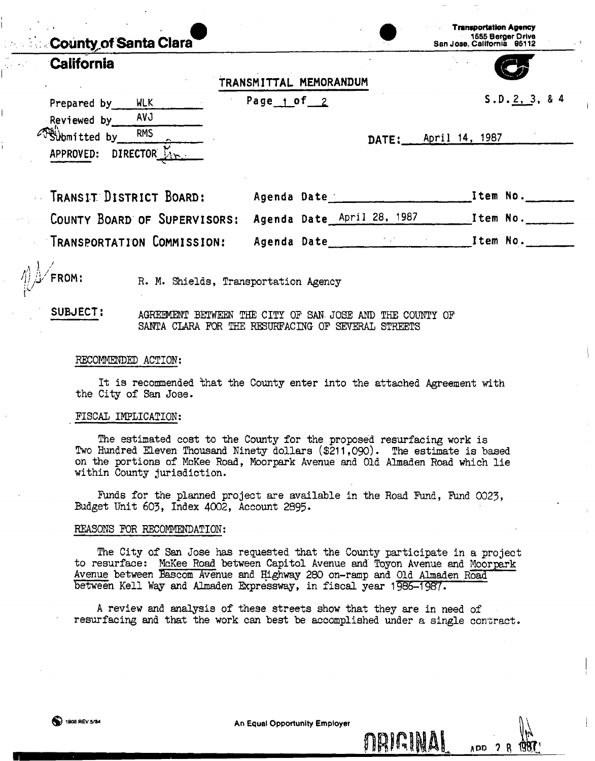**County of Santa Clara**

**California**

**Transportation Agency**
1555 Berger Drive
San Jose, California 95112

## TRANSMITTAL MEMORANDUM

Page 1 of 2

S.D. 2, 3, & 4

Prepared by WLK

Reviewed by AVJ

Submitted by RMS

APPROVED: DIRECTOR

DATE: April 14, 1987

| | | |
|---|---|---|
| TRANSIT DISTRICT BOARD: | Agenda Date | Item No. |
| COUNTY BOARD OF SUPERVISORS: | Agenda Date April 28, 1987 | Item No. |
| TRANSPORTATION COMMISSION: | Agenda Date | Item No. |

**FROM:** R. M. Shields, Transportation Agency

**SUBJECT:** AGREEMENT BETWEEN THE CITY OF SAN JOSE AND THE COUNTY OF SANTA CLARA FOR THE RESURFACING OF SEVERAL STREETS

RECOMMENDED ACTION:

It is recommended that the County enter into the attached Agreement with the City of San Jose.

FISCAL IMPLICATION:

The estimated cost to the County for the proposed resurfacing work is Two Hundred Eleven Thousand Ninety dollars ($211,090). The estimate is based on the portions of McKee Road, Moorpark Avenue and Old Almaden Road which lie within County jurisdiction.

Funds for the planned project are available in the Road Fund, Fund 0023, Budget Unit 603, Index 4002, Account 2895.

REASONS FOR RECOMMENDATION:

The City of San Jose has requested that the County participate in a project to resurface: McKee Road between Capitol Avenue and Toyon Avenue and Moorpark Avenue between Bascom Avenue and Highway 280 on-ramp and Old Almaden Road between Kell Way and Almaden Expressway, in fiscal year 1986-1987.

A review and analysis of these streets show that they are in need of resurfacing and that the work can best be accomplished under a single contract.

1908 REV 5/84

An Equal Opportunity Employer

ORIGINAL APR 28 1987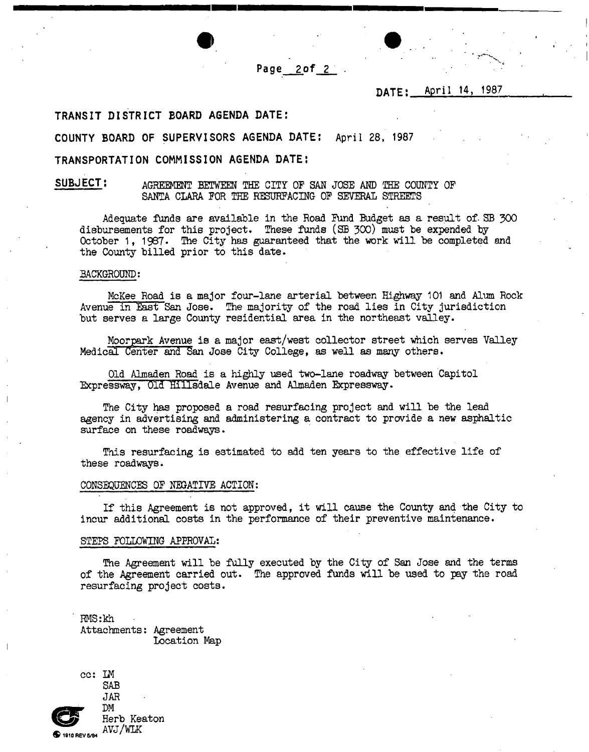**DATE:** April 14, 1987

**TRANSIT DISTRICT BOARD AGENDA DATE:**

**COUNTY BOARD OF SUPERVISORS AGENDA DATE:** April 28, 1987

**TRANSPORTATION COMMISSION AGENDA DATE:**

**SUBJECT:** AGREEMENT BETWEEN THE CITY OF SAN JOSE AND THE COUNTY OF SANTA CLARA FOR THE RESURFACING OF SEVERAL STREETS

Adequate funds are available in the Road Fund Budget as a result of SB 300 disbursements for this project. These funds (SB 300) must be expended by October 1, 1987. The City has guaranteed that the work will be completed and the County billed prior to this date.

BACKGROUND:

McKee Road is a major four-lane arterial between Highway 101 and Alum Rock Avenue in East San Jose. The majority of the road lies in City jurisdiction but serves a large County residential area in the northeast valley.

Moorpark Avenue is a major east/west collector street which serves Valley Medical Center and San Jose City College, as well as many others.

Old Almaden Road is a highly used two-lane roadway between Capitol Expressway, Old Hillsdale Avenue and Almaden Expressway.

The City has proposed a road resurfacing project and will be the lead agency in advertising and administering a contract to provide a new asphaltic surface on these roadways.

This resurfacing is estimated to add ten years to the effective life of these roadways.

CONSEQUENCES OF NEGATIVE ACTION:

If this Agreement is not approved, it will cause the County and the City to incur additional costs in the performance of their preventive maintenance.

STEPS FOLLOWING APPROVAL:

The Agreement will be fully executed by the City of San Jose and the terms of the Agreement carried out. The approved funds will be used to pay the road resurfacing project costs.

RMS:kh

Attachments: Agreement
Location Map

cc: LM
SAB
JAR
DM
Herb Keaton
AVJ/WLK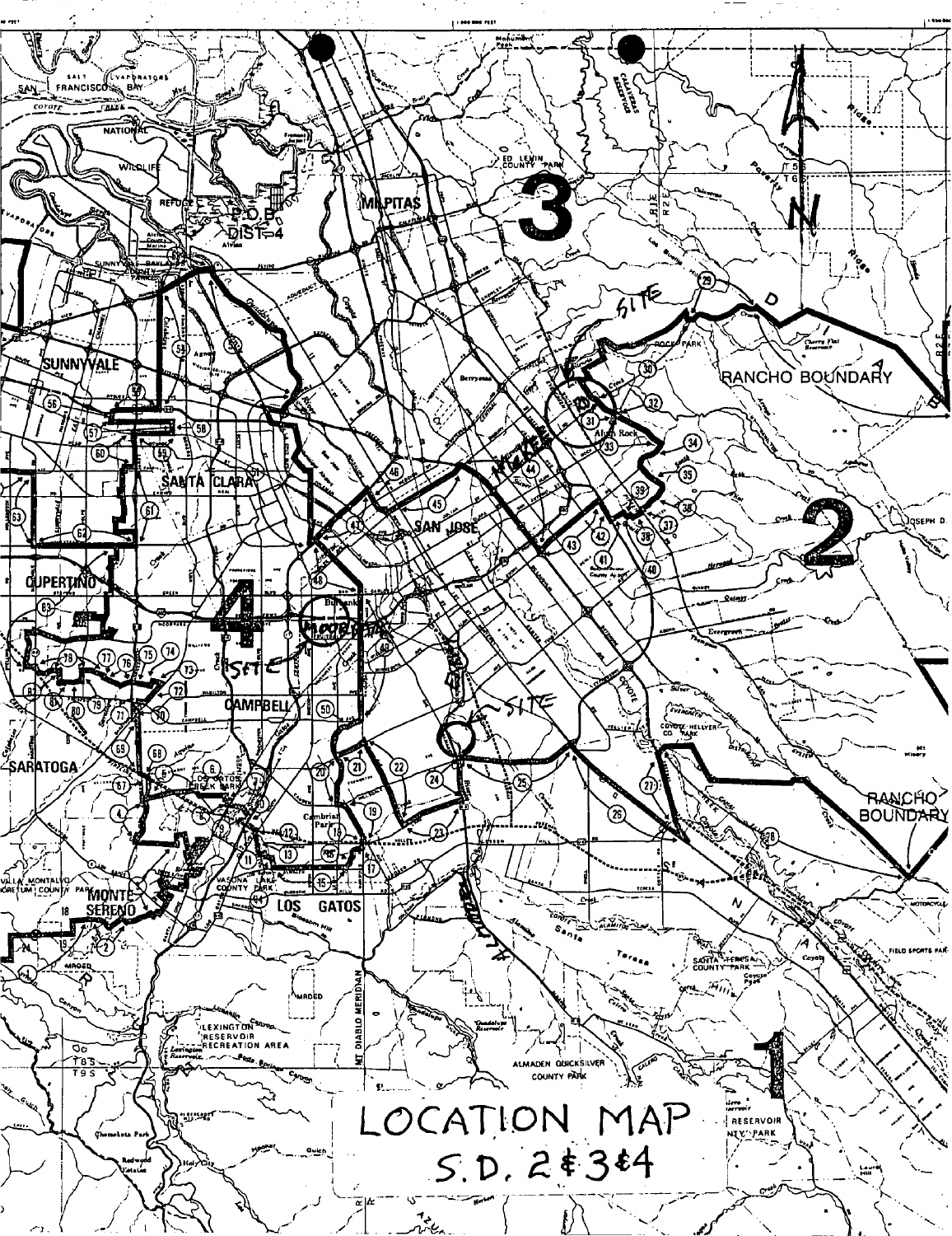LOCATION MAP

S.D. 2 & 3 & 4